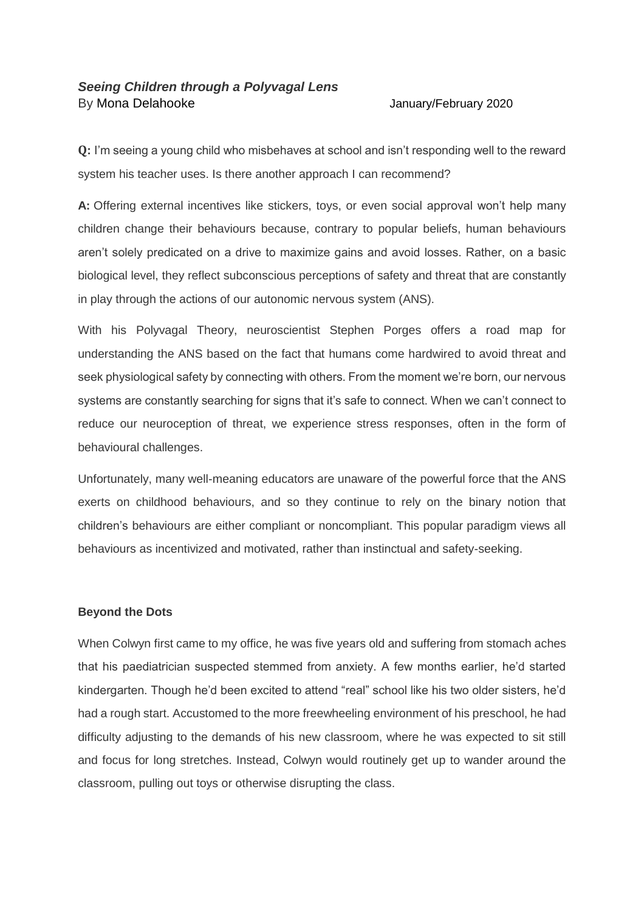## *Seeing Children through a Polyvagal Lens*

By Mona Delahooke January/February 2020

**Q:** I'm seeing a young child who misbehaves at school and isn't responding well to the reward system his teacher uses. Is there another approach I can recommend?

**A:** Offering external incentives like stickers, toys, or even social approval won't help many children change their behaviours because, contrary to popular beliefs, human behaviours aren't solely predicated on a drive to maximize gains and avoid losses. Rather, on a basic biological level, they reflect subconscious perceptions of safety and threat that are constantly in play through the actions of our autonomic nervous system (ANS).

With his Polyvagal Theory, neuroscientist Stephen Porges offers a road map for understanding the ANS based on the fact that humans come hardwired to avoid threat and seek physiological safety by connecting with others. From the moment we're born, our nervous systems are constantly searching for signs that it's safe to connect. When we can't connect to reduce our neuroception of threat, we experience stress responses, often in the form of behavioural challenges.

Unfortunately, many well-meaning educators are unaware of the powerful force that the ANS exerts on childhood behaviours, and so they continue to rely on the binary notion that children's behaviours are either compliant or noncompliant. This popular paradigm views all behaviours as incentivized and motivated, rather than instinctual and safety-seeking.

### Beyond the Dots

When Colwyn first came to my office, he was five years old and suffering from stomach aches that his paediatrician suspected stemmed from anxiety. A few months earlier, he'd started kindergarten. Though he'd been excited to attend "real" school like his two older sisters, he'd had a rough start. Accustomed to the more freewheeling environment of his preschool, he had difficulty adjusting to the demands of his new classroom, where he was expected to sit still and focus for long stretches. Instead, Colwyn would routinely get up to wander around the classroom, pulling out toys or otherwise disrupting the class.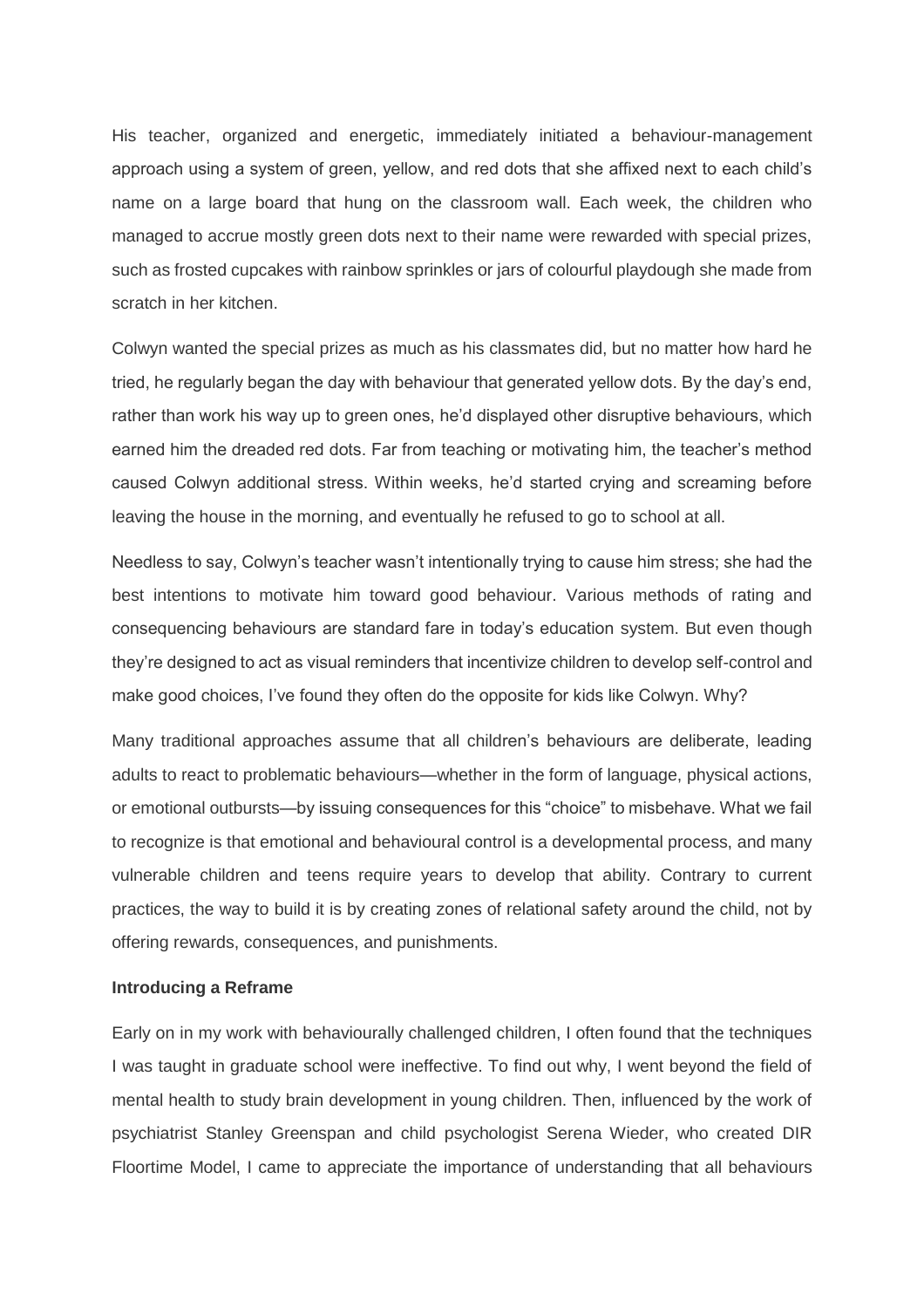His teacher, organized and energetic, immediately initiated a behaviour-management approach using a system of green, yellow, and red dots that she affixed next to each child's name on a large board that hung on the classroom wall. Each week, the children who managed to accrue mostly green dots next to their name were rewarded with special prizes, such as frosted cupcakes with rainbow sprinkles or jars of colourful playdough she made from scratch in her kitchen.

Colwyn wanted the special prizes as much as his classmates did, but no matter how hard he tried, he regularly began the day with behaviour that generated yellow dots. By the day's end, rather than work his way up to green ones, he'd displayed other disruptive behaviours, which earned him the dreaded red dots. Far from teaching or motivating him, the teacher's method caused Colwyn additional stress. Within weeks, he'd started crying and screaming before leaving the house in the morning, and eventually he refused to go to school at all.

Needless to say, Colwyn's teacher wasn't intentionally trying to cause him stress; she had the best intentions to motivate him toward good behaviour. Various methods of rating and consequencing behaviours are standard fare in today's education system. But even though they're designed to act as visual reminders that incentivize children to develop self-control and make good choices, I've found they often do the opposite for kids like Colwyn. Why?

Many traditional approaches assume that all children's behaviours are deliberate, leading adults to react to problematic behaviours—whether in the form of language, physical actions, or emotional outbursts—by issuing consequences for this "choice" to misbehave. What we fail to recognize is that emotional and behavioural control is a developmental process, and many vulnerable children and teens require years to develop that ability. Contrary to current practices, the way to build it is by creating zones of relational safety around the child, not by offering rewards, consequences, and punishments.

**Introducing a Reframe**

Early on in my work with behaviourally challenged children, I often found that the techniques I was taught in graduate school were ineffective. To find out why, I went beyond the field of mental health to study brain development in young children. Then, influenced by the work of psychiatrist Stanley Greenspan and child psychologist Serena Wieder, who created DIR Floortime Model, I came to appreciate the importance of understanding that all behaviours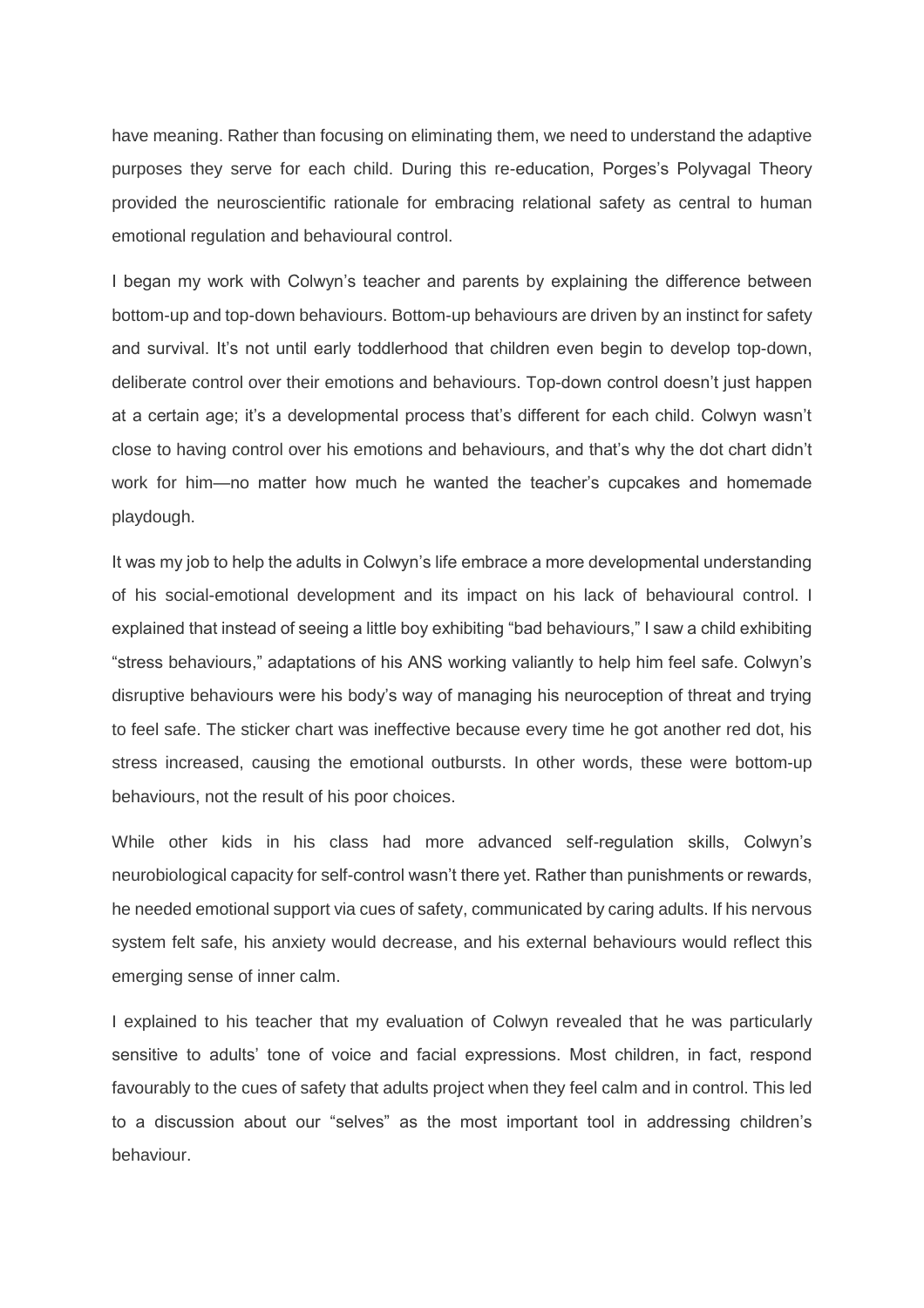have meaning. Rather than focusing on eliminating them, we need to understand the adaptive purposes they serve for each child. During this re-education, Porges's Polyvagal Theory provided the neuroscientific rationale for embracing relational safety as central to human emotional regulation and behavioural control.

I began my work with Colwyn's teacher and parents by explaining the difference between bottom-up and top-down behaviours. Bottom-up behaviours are driven by an instinct for safety and survival. It's not until early toddlerhood that children even begin to develop top-down, deliberate control over their emotions and behaviours. Top-down control doesn't just happen at a certain age; it's a developmental process that's different for each child. Colwyn wasn't close to having control over his emotions and behaviours, and that's why the dot chart didn't work for him—no matter how much he wanted the teacher's cupcakes and homemade playdough.

It was my job to help the adults in Colwyn's life embrace a more developmental understanding of his social-emotional development and its impact on his lack of behavioural control. I explained that instead of seeing a little boy exhibiting "bad behaviours," I saw a child exhibiting "stress behaviours," adaptations of his ANS working valiantly to help him feel safe. Colwyn's disruptive behaviours were his body's way of managing his neuroception of threat and trying to feel safe. The sticker chart was ineffective because every time he got another red dot, his stress increased, causing the emotional outbursts. In other words, these were bottom-up behaviours, not the result of his poor choices.

While other kids in his class had more advanced self-regulation skills, Colwyn's neurobiological capacity for self-control wasn't there yet. Rather than punishments or rewards, he needed emotional support via cues of safety, communicated by caring adults. If his nervous system felt safe, his anxiety would decrease, and his external behaviours would reflect this emerging sense of inner calm.

I explained to his teacher that my evaluation of Colwyn revealed that he was particularly sensitive to adults' tone of voice and facial expressions. Most children, in fact, respond favourably to the cues of safety that adults project when they feel calm and in control. This led to a discussion about our "selves" as the most important tool in addressing children's behaviour.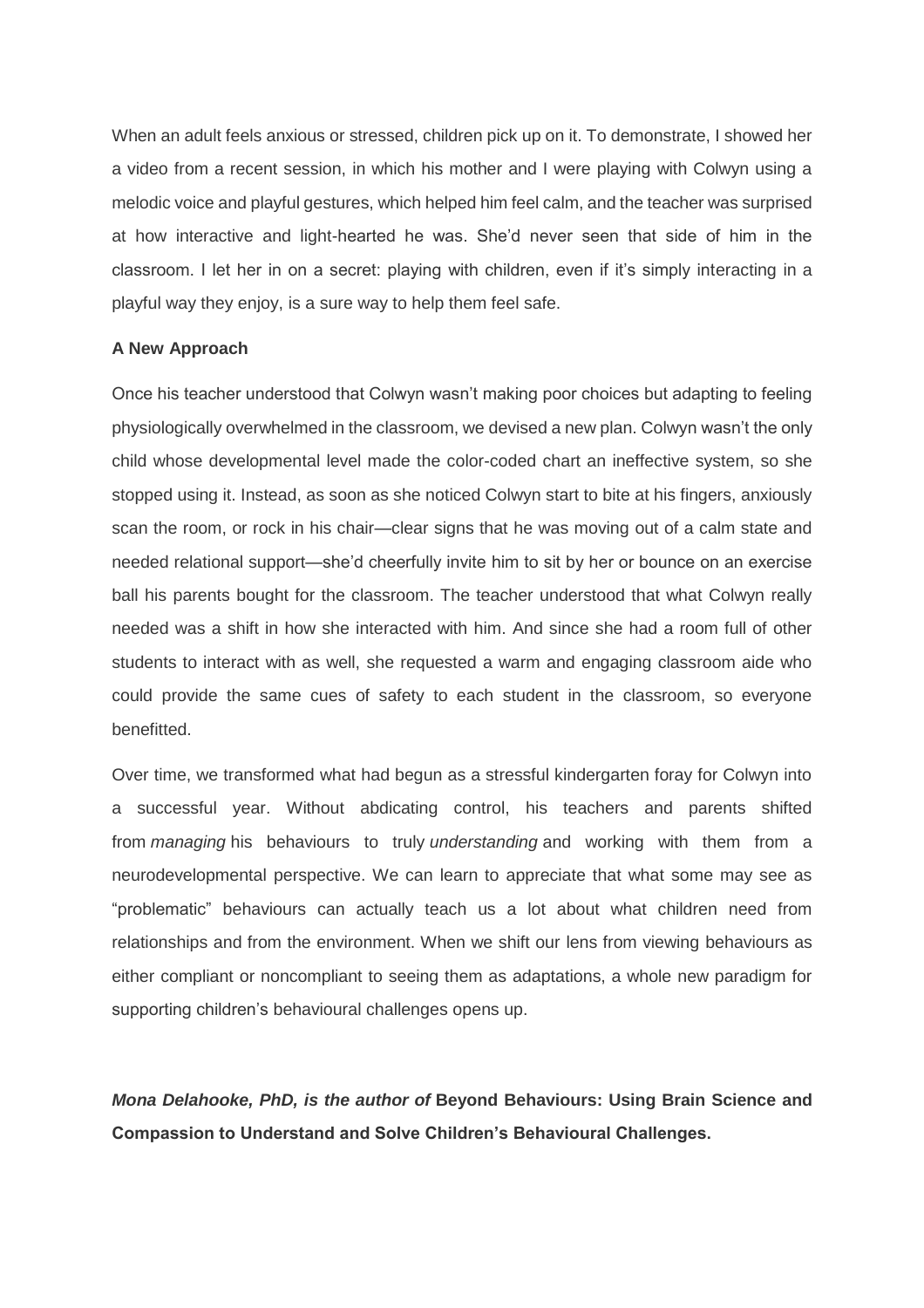When an adult feels anxious or stressed, children pick up on it. To demonstrate, I showed her a video from a recent session, in which his mother and I were playing with Colwyn using a melodic voice and playful gestures, which helped him feel calm, and the teacher was surprised at how interactive and light-hearted he was. She'd never seen that side of him in the classroom. I let her in on a secret: playing with children, even if it's simply interacting in a playful way they enjoy, is a sure way to help them feel safe.

**A New Approach**

Once his teacher understood that Colwyn wasn't making poor choices but adapting to feeling physiologically overwhelmed in the classroom, we devised a new plan. Colwyn wasn't the only child whose developmental level made the color-coded chart an ineffective system, so she stopped using it. Instead, as soon as she noticed Colwyn start to bite at his fingers, anxiously scan the room, or rock in his chair—clear signs that he was moving out of a calm state and needed relational support—she'd cheerfully invite him to sit by her or bounce on an exercise ball his parents bought for the classroom. The teacher understood that what Colwyn really needed was a shift in how she interacted with him. And since she had a room full of other students to interact with as well, she requested a warm and engaging classroom aide who could provide the same cues of safety to each student in the classroom, so everyone benefitted.

Over time, we transformed what had begun as a stressful kindergarten foray for Colwyn into a successful year. Without abdicating control, his teachers and parents shifted from *managing* his behaviours to truly *understanding* and working with them from a neurodevelopmental perspective. We can learn to appreciate that what some may see as "problematic" behaviours can actually teach us a lot about what children need from relationships and from the environment. When we shift our lens from viewing behaviours as either compliant or noncompliant to seeing them as adaptations, a whole new paradigm for supporting children's behavioural challenges opens up.

***Mona Delahooke, PhD, is the author of* Beyond Behaviours: Using Brain Science and Compassion to Understand and Solve Children's Behavioural Challenges.**